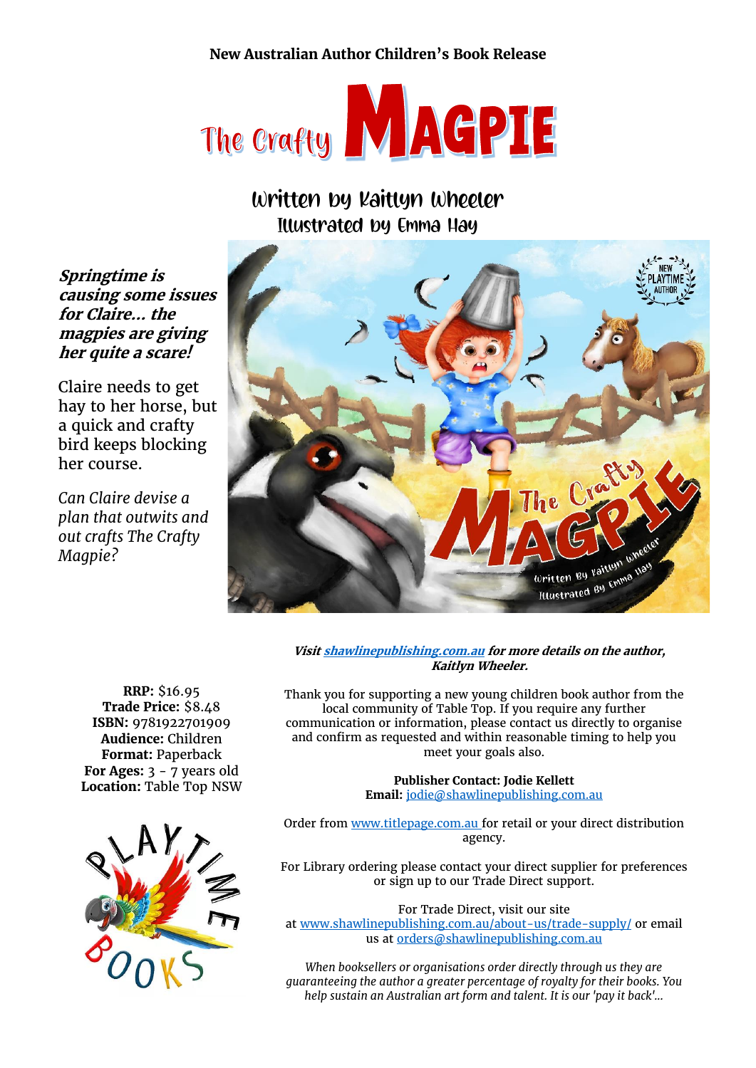New Australian Author Children's Book Release

# The Crafty MAGPIE

## Written by Kaitlyn Wheeler
### Illustrated by Emma Hay

***Springtime is causing some issues for Claire... the magpies are giving her quite a scare!***

Claire needs to get hay to her horse, but a quick and crafty bird keeps blocking her course.

*Can Claire devise a plan that outwits and out crafts The Crafty Magpie?*

***Visit shawlinepublishing.com.au for more details on the author, Kaitlyn Wheeler.***

Thank you for supporting a new young children book author from the local community of Table Top. If you require any further communication or information, please contact us directly to organise and confirm as requested and within reasonable timing to help you meet your goals also.

**Publisher Contact: Jodie Kellett**
**Email:** jodie@shawlinepublishing.com.au

Order from www.titlepage.com.au for retail or your direct distribution agency.

For Library ordering please contact your direct supplier for preferences or sign up to our Trade Direct support.

For Trade Direct, visit our site at www.shawlinepublishing.com.au/about-us/trade-supply/ or email us at orders@shawlinepublishing.com.au

*When booksellers or organisations order directly through us they are guaranteeing the author a greater percentage of royalty for their books. You help sustain an Australian art form and talent. It is our 'pay it back'...*

**RRP:** $16.95
**Trade Price:** $8.48
**ISBN:** 9781922701909
**Audience:** Children
**Format:** Paperback
**For Ages:** 3 - 7 years old
**Location:** Table Top NSW

PLAYTIME BOOKS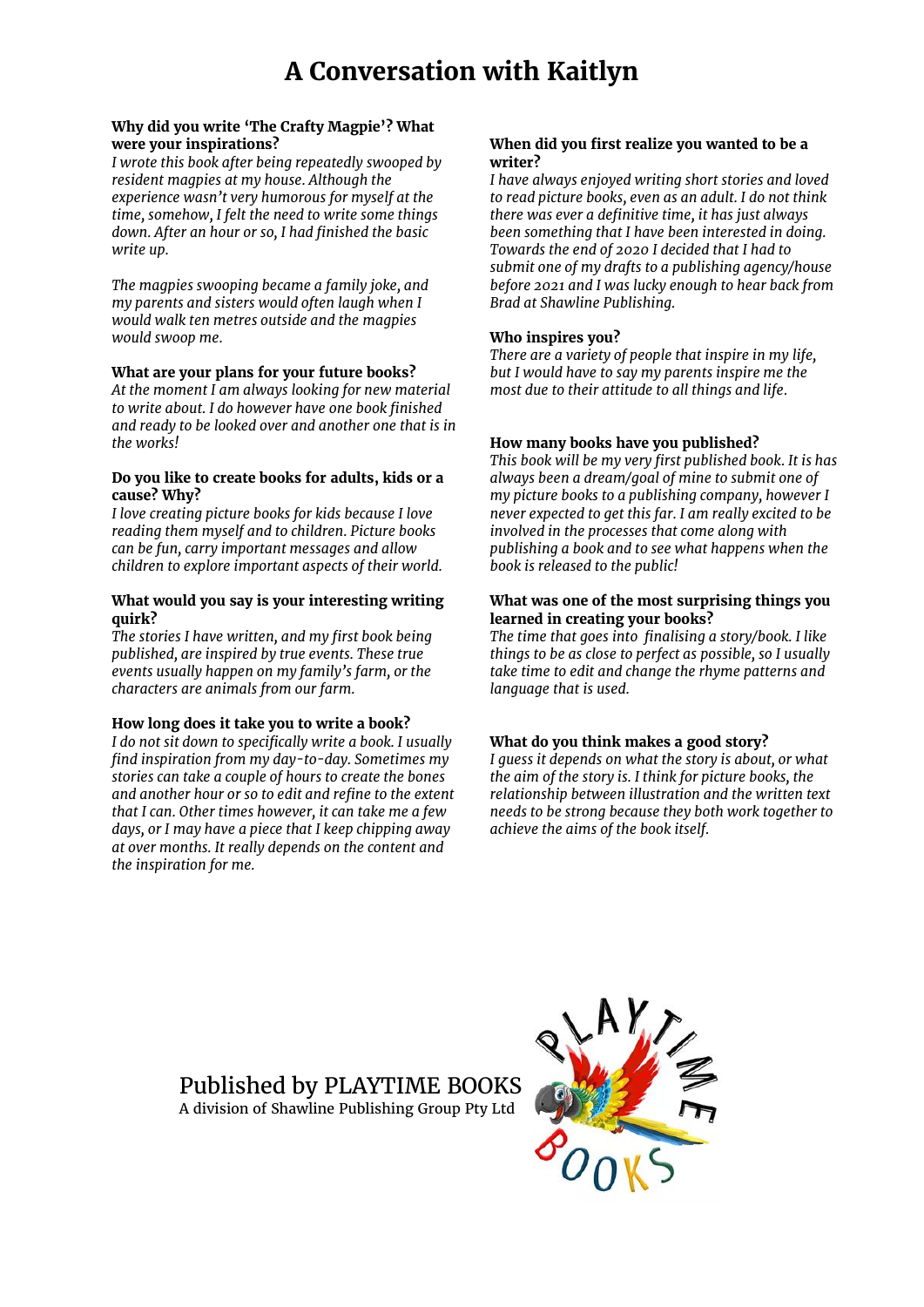# A Conversation with Kaitlyn

**Why did you write 'The Crafty Magpie'? What were your inspirations?**

*I wrote this book after being repeatedly swooped by resident magpies at my house. Although the experience wasn't very humorous for myself at the time, somehow, I felt the need to write some things down. After an hour or so, I had finished the basic write up.*

*The magpies swooping became a family joke, and my parents and sisters would often laugh when I would walk ten metres outside and the magpies would swoop me.*

**What are your plans for your future books?**

*At the moment I am always looking for new material to write about. I do however have one book finished and ready to be looked over and another one that is in the works!*

**Do you like to create books for adults, kids or a cause? Why?**

*I love creating picture books for kids because I love reading them myself and to children. Picture books can be fun, carry important messages and allow children to explore important aspects of their world.*

**What would you say is your interesting writing quirk?**

*The stories I have written, and my first book being published, are inspired by true events. These true events usually happen on my family's farm, or the characters are animals from our farm.*

**How long does it take you to write a book?**

*I do not sit down to specifically write a book. I usually find inspiration from my day-to-day. Sometimes my stories can take a couple of hours to create the bones and another hour or so to edit and refine to the extent that I can. Other times however, it can take me a few days, or I may have a piece that I keep chipping away at over months. It really depends on the content and the inspiration for me.*

**When did you first realize you wanted to be a writer?**

*I have always enjoyed writing short stories and loved to read picture books, even as an adult. I do not think there was ever a definitive time, it has just always been something that I have been interested in doing. Towards the end of 2020 I decided that I had to submit one of my drafts to a publishing agency/house before 2021 and I was lucky enough to hear back from Brad at Shawline Publishing.*

**Who inspires you?**

*There are a variety of people that inspire in my life, but I would have to say my parents inspire me the most due to their attitude to all things and life.*

**How many books have you published?**

*This book will be my very first published book. It is has always been a dream/goal of mine to submit one of my picture books to a publishing company, however I never expected to get this far. I am really excited to be involved in the processes that come along with publishing a book and to see what happens when the book is released to the public!*

**What was one of the most surprising things you learned in creating your books?**

*The time that goes into finalising a story/book. I like things to be as close to perfect as possible, so I usually take time to edit and change the rhyme patterns and language that is used.*

**What do you think makes a good story?**

*I guess it depends on what the story is about, or what the aim of the story is. I think for picture books, the relationship between illustration and the written text needs to be strong because they both work together to achieve the aims of the book itself.*

Published by PLAYTIME BOOKS
A division of Shawline Publishing Group Pty Ltd

PLAYTIME BOOKS